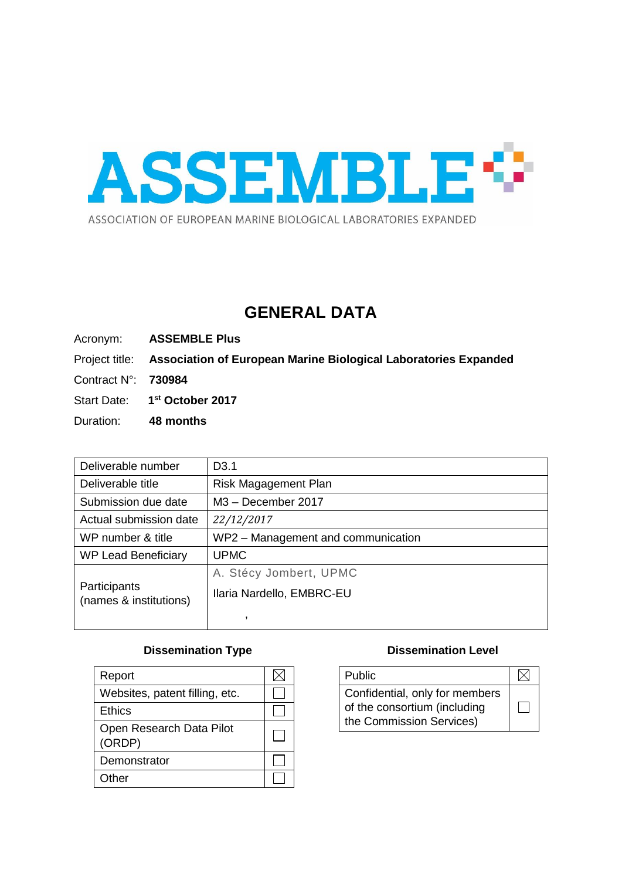# ASSEMBLE

ASSOCIATION OF EUROPEAN MARINE BIOLOGICAL LABORATORIES EXPANDED

## GENERAL DATA

Acronym: **ASSEMBLE Plus**

Project title: **Association of European Marine Biological Laboratories Expanded**

Contract N°: **730984**

Start Date: **1st October 2017**

Duration: **48 months**

| | |
|---|---|
| Deliverable number | D3.1 |
| Deliverable title | Risk Magagement Plan |
| Submission due date | M3 – December 2017 |
| Actual submission date | *22/12/2017* |
| WP number & title | WP2 – Management and communication |
| WP Lead Beneficiary | UPMC |
| Participants (names & institutions) | A. Stécy Jombert, UPMC<br>Ilaria Nardello, EMBRC-EU<br>, |

**Dissemination Type**

| | |
|---|---|
| Report | ☒ |
| Websites, patent filling, etc. | ☐ |
| Ethics | ☐ |
| Open Research Data Pilot (ORDP) | ☐ |
| Demonstrator | ☐ |
| Other | ☐ |

**Dissemination Level**

| | |
|---|---|
| Public | ☒ |
| Confidential, only for members of the consortium (including the Commission Services) | ☐ |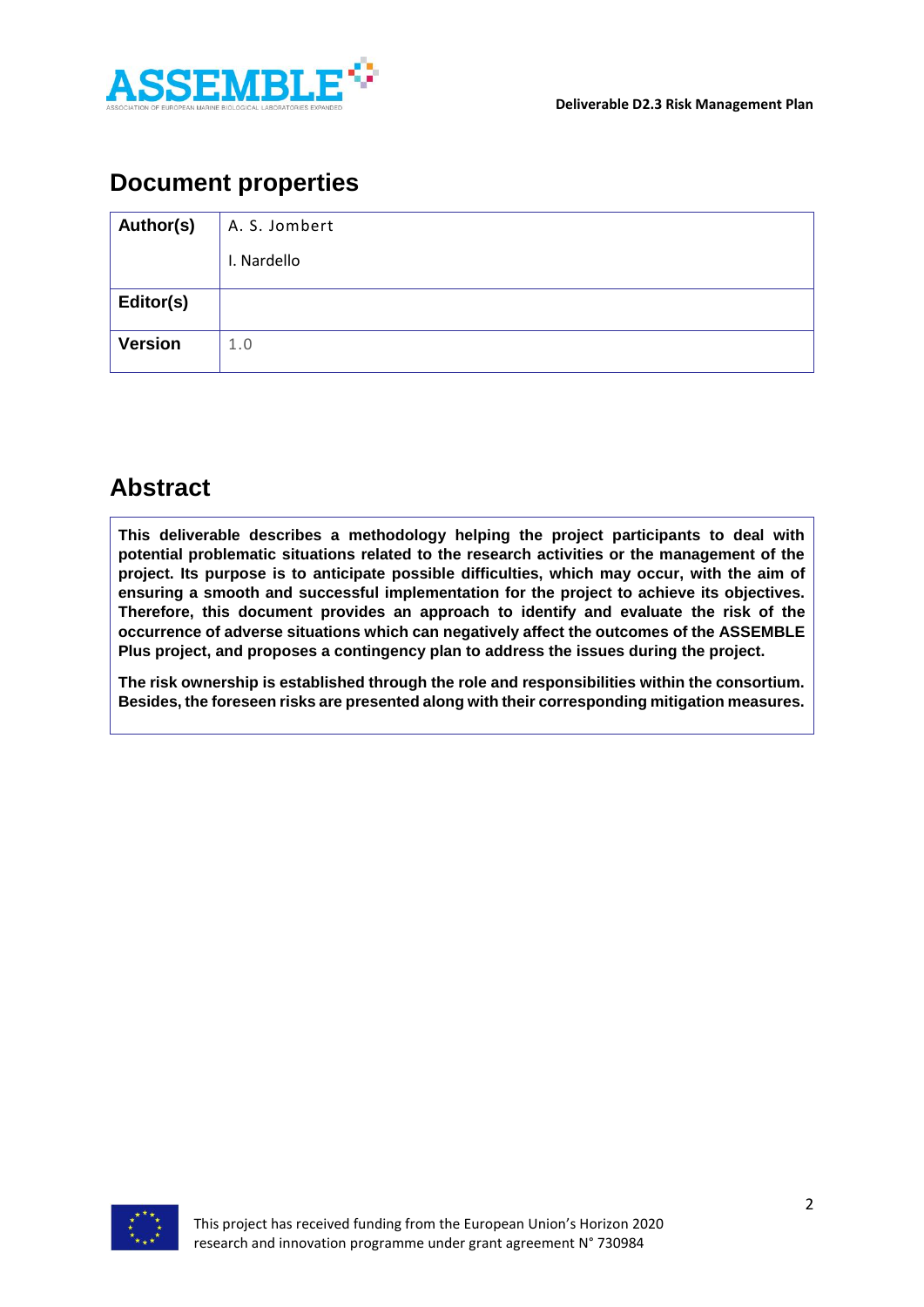## Document properties

| | |
|---|---|
| **Author(s)** | A. S. Jombert<br>I. Nardello |
| **Editor(s)** | |
| **Version** | 1.0 |

## Abstract

**This deliverable describes a methodology helping the project participants to deal with potential problematic situations related to the research activities or the management of the project. Its purpose is to anticipate possible difficulties, which may occur, with the aim of ensuring a smooth and successful implementation for the project to achieve its objectives. Therefore, this document provides an approach to identify and evaluate the risk of the occurrence of adverse situations which can negatively affect the outcomes of the ASSEMBLE Plus project, and proposes a contingency plan to address the issues during the project.**

**The risk ownership is established through the role and responsibilities within the consortium. Besides, the foreseen risks are presented along with their corresponding mitigation measures.**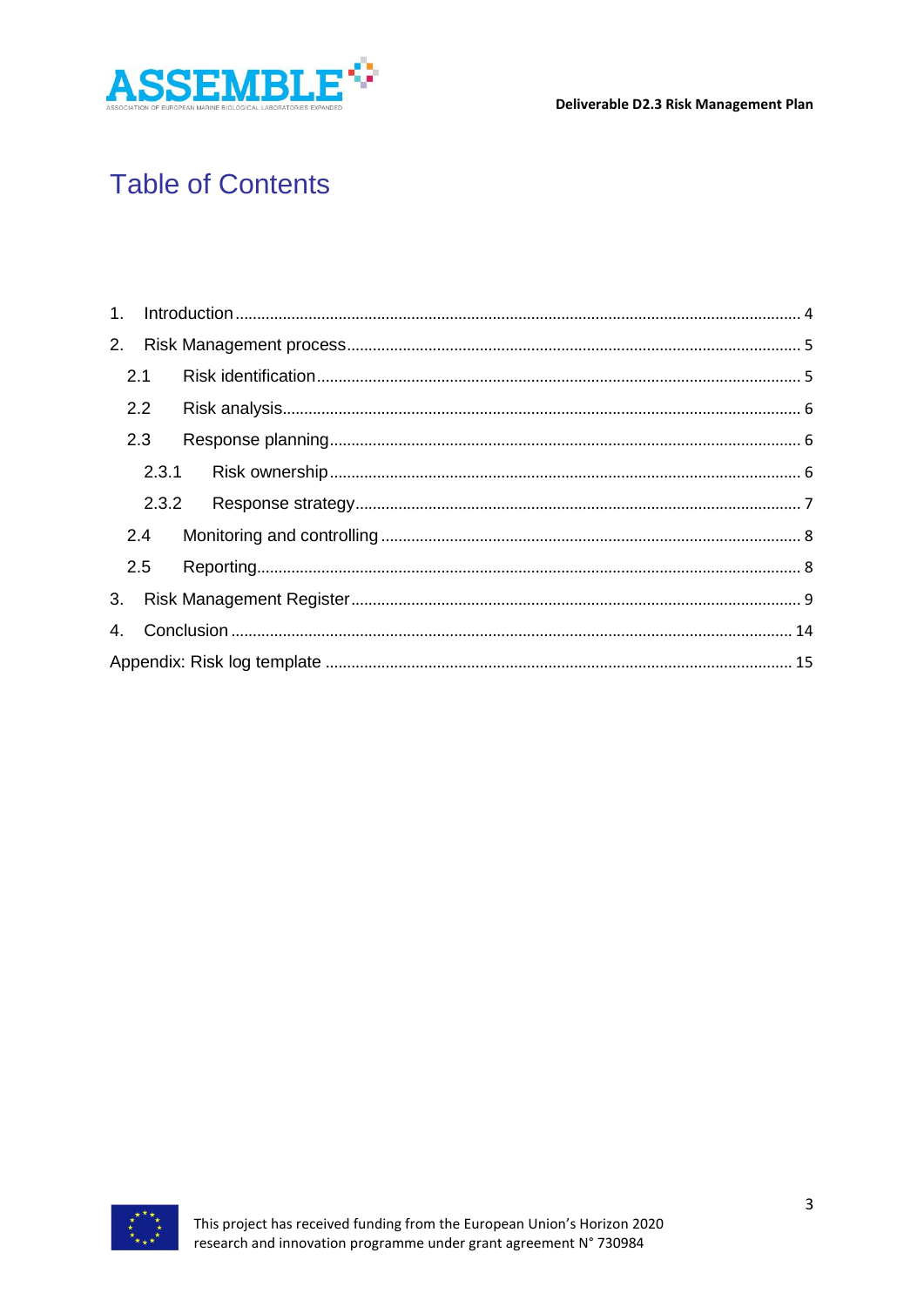# Table of Contents

1. Introduction ..................................................................................................................................... 4

2. Risk Management process ........................................................................................................ 5

   2.1 Risk identification ................................................................................................................ 5

   2.2 Risk analysis ......................................................................................................................... 6

   2.3 Response planning ............................................................................................................... 6

      2.3.1 Risk ownership ................................................................................................................ 6

      2.3.2 Response strategy .......................................................................................................... 7

   2.4 Monitoring and controlling ................................................................................................... 8

   2.5 Reporting .............................................................................................................................. 8

3. Risk Management Register ........................................................................................................ 9

4. Conclusion ................................................................................................................................. 14

Appendix: Risk log template ......................................................................................................... 15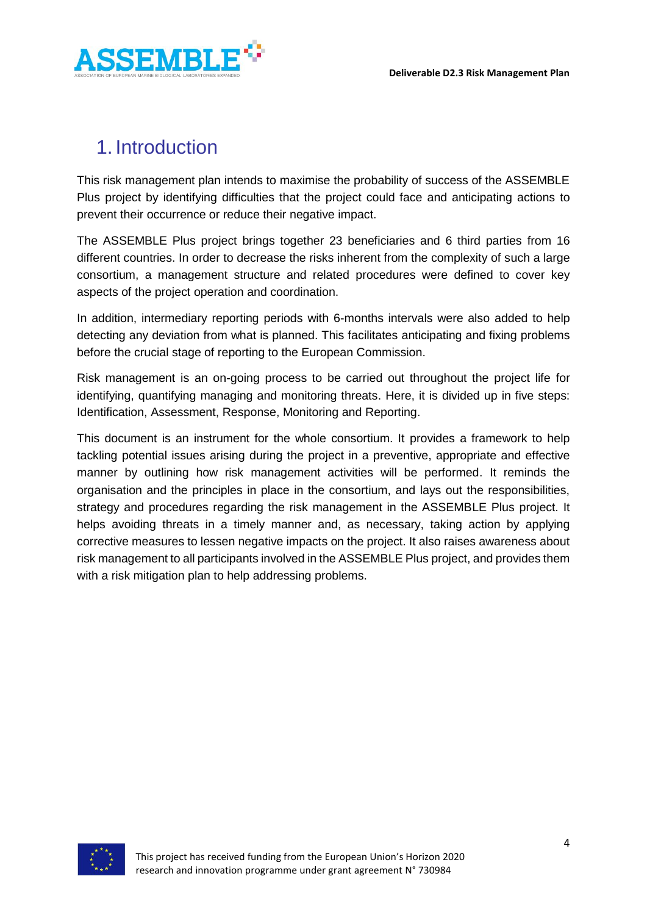# 1. Introduction

This risk management plan intends to maximise the probability of success of the ASSEMBLE Plus project by identifying difficulties that the project could face and anticipating actions to prevent their occurrence or reduce their negative impact.

The ASSEMBLE Plus project brings together 23 beneficiaries and 6 third parties from 16 different countries. In order to decrease the risks inherent from the complexity of such a large consortium, a management structure and related procedures were defined to cover key aspects of the project operation and coordination.

In addition, intermediary reporting periods with 6-months intervals were also added to help detecting any deviation from what is planned. This facilitates anticipating and fixing problems before the crucial stage of reporting to the European Commission.

Risk management is an on-going process to be carried out throughout the project life for identifying, quantifying managing and monitoring threats. Here, it is divided up in five steps: Identification, Assessment, Response, Monitoring and Reporting.

This document is an instrument for the whole consortium. It provides a framework to help tackling potential issues arising during the project in a preventive, appropriate and effective manner by outlining how risk management activities will be performed. It reminds the organisation and the principles in place in the consortium, and lays out the responsibilities, strategy and procedures regarding the risk management in the ASSEMBLE Plus project. It helps avoiding threats in a timely manner and, as necessary, taking action by applying corrective measures to lessen negative impacts on the project. It also raises awareness about risk management to all participants involved in the ASSEMBLE Plus project, and provides them with a risk mitigation plan to help addressing problems.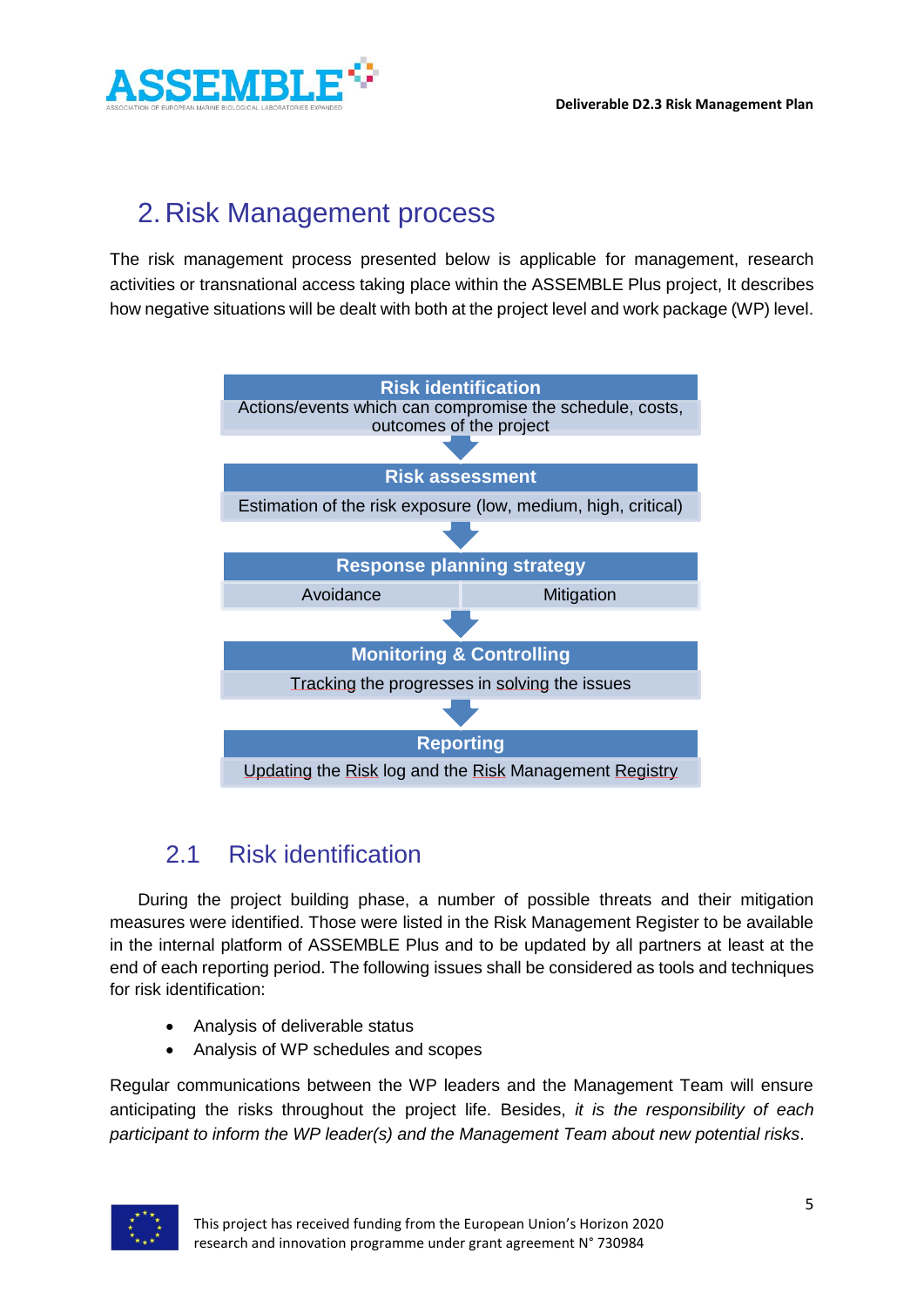# 2. Risk Management process

The risk management process presented below is applicable for management, research activities or transnational access taking place within the ASSEMBLE Plus project, It describes how negative situations will be dealt with both at the project level and work package (WP) level.

**Risk identification**
Actions/events which can compromise the schedule, costs, outcomes of the project

↓

**Risk assessment**
Estimation of the risk exposure (low, medium, high, critical)

↓

**Response planning strategy**

| Avoidance | Mitigation |
|---|---|

↓

**Monitoring & Controlling**
Tracking the progresses in solving the issues

↓

**Reporting**
Updating the Risk log and the Risk Management Registry

## 2.1 Risk identification

During the project building phase, a number of possible threats and their mitigation measures were identified. Those were listed in the Risk Management Register to be available in the internal platform of ASSEMBLE Plus and to be updated by all partners at least at the end of each reporting period. The following issues shall be considered as tools and techniques for risk identification:

- Analysis of deliverable status
- Analysis of WP schedules and scopes

Regular communications between the WP leaders and the Management Team will ensure anticipating the risks throughout the project life. Besides, *it is the responsibility of each participant to inform the WP leader(s) and the Management Team about new potential risks*.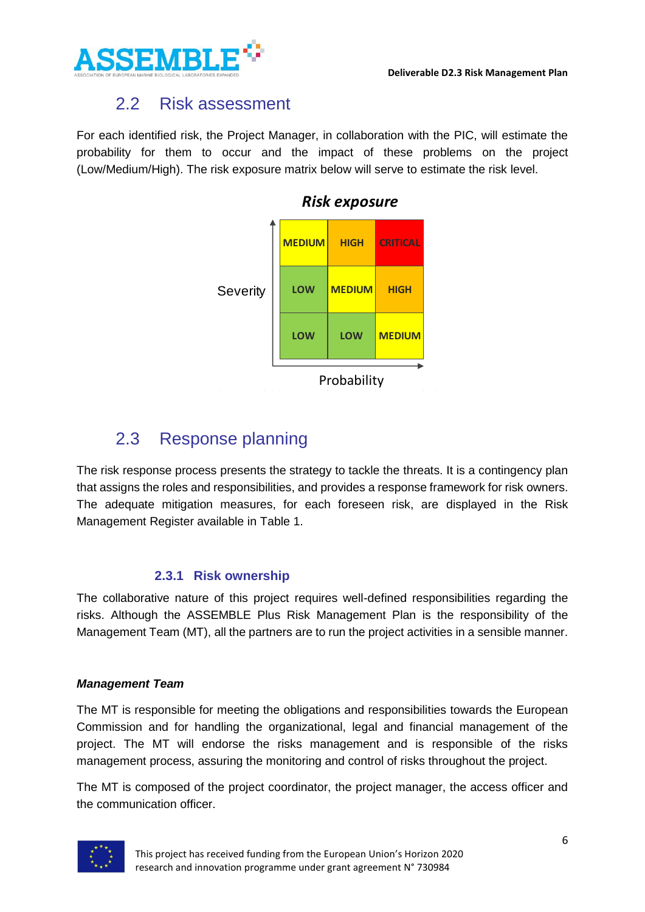## 2.2 Risk assessment

For each identified risk, the Project Manager, in collaboration with the PIC, will estimate the probability for them to occur and the impact of these problems on the project (Low/Medium/High). The risk exposure matrix below will serve to estimate the risk level.

**Risk exposure**

| Severity ↑ / Probability → | | | |
|---|---|---|---|
| | MEDIUM | HIGH | CRITICAL |
| | LOW | MEDIUM | HIGH |
| | LOW | LOW | MEDIUM |

## 2.3 Response planning

The risk response process presents the strategy to tackle the threats. It is a contingency plan that assigns the roles and responsibilities, and provides a response framework for risk owners. The adequate mitigation measures, for each foreseen risk, are displayed in the Risk Management Register available in Table 1.

### 2.3.1 Risk ownership

The collaborative nature of this project requires well-defined responsibilities regarding the risks. Although the ASSEMBLE Plus Risk Management Plan is the responsibility of the Management Team (MT), all the partners are to run the project activities in a sensible manner.

***Management Team***

The MT is responsible for meeting the obligations and responsibilities towards the European Commission and for handling the organizational, legal and financial management of the project. The MT will endorse the risks management and is responsible of the risks management process, assuring the monitoring and control of risks throughout the project.

The MT is composed of the project coordinator, the project manager, the access officer and the communication officer.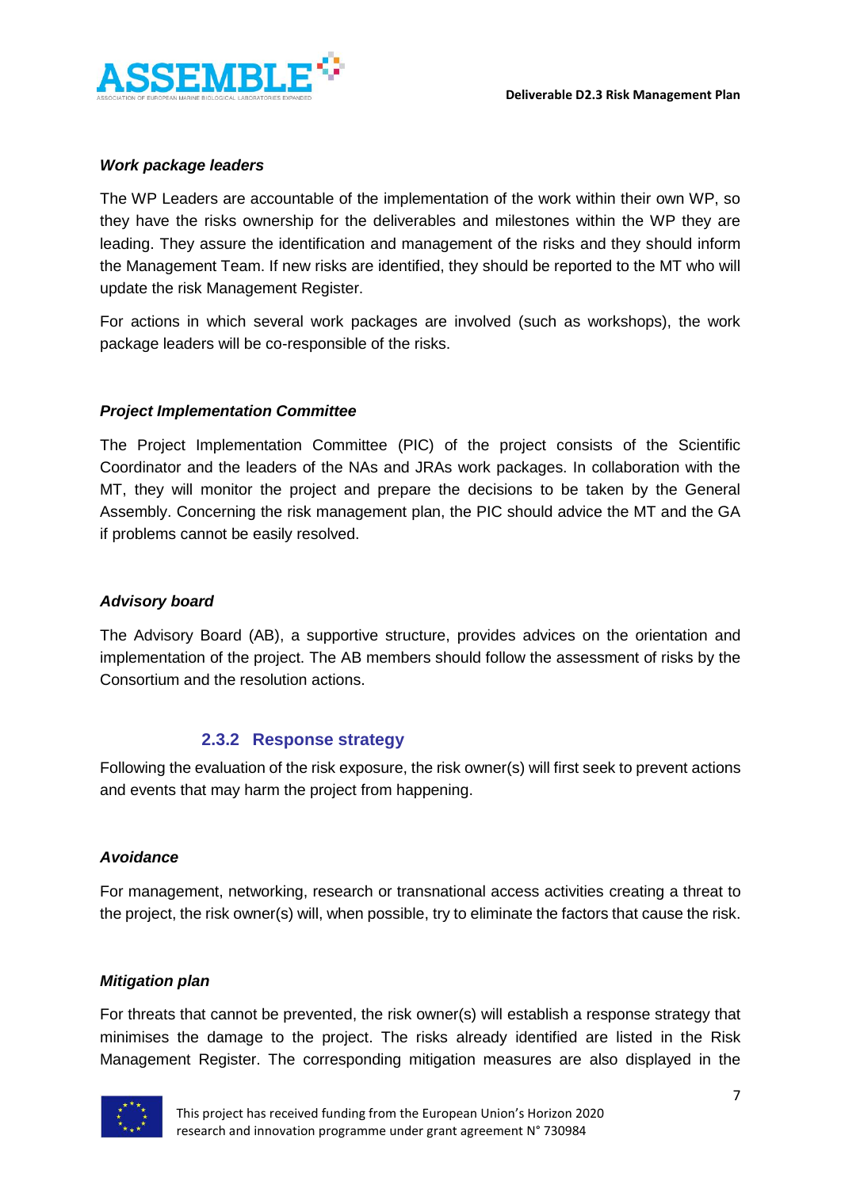***Work package leaders***

The WP Leaders are accountable of the implementation of the work within their own WP, so they have the risks ownership for the deliverables and milestones within the WP they are leading. They assure the identification and management of the risks and they should inform the Management Team. If new risks are identified, they should be reported to the MT who will update the risk Management Register.

For actions in which several work packages are involved (such as workshops), the work package leaders will be co-responsible of the risks.

***Project Implementation Committee***

The Project Implementation Committee (PIC) of the project consists of the Scientific Coordinator and the leaders of the NAs and JRAs work packages. In collaboration with the MT, they will monitor the project and prepare the decisions to be taken by the General Assembly. Concerning the risk management plan, the PIC should advice the MT and the GA if problems cannot be easily resolved.

***Advisory board***

The Advisory Board (AB), a supportive structure, provides advices on the orientation and implementation of the project. The AB members should follow the assessment of risks by the Consortium and the resolution actions.

### 2.3.2 Response strategy

Following the evaluation of the risk exposure, the risk owner(s) will first seek to prevent actions and events that may harm the project from happening.

***Avoidance***

For management, networking, research or transnational access activities creating a threat to the project, the risk owner(s) will, when possible, try to eliminate the factors that cause the risk.

***Mitigation plan***

For threats that cannot be prevented, the risk owner(s) will establish a response strategy that minimises the damage to the project. The risks already identified are listed in the Risk Management Register. The corresponding mitigation measures are also displayed in the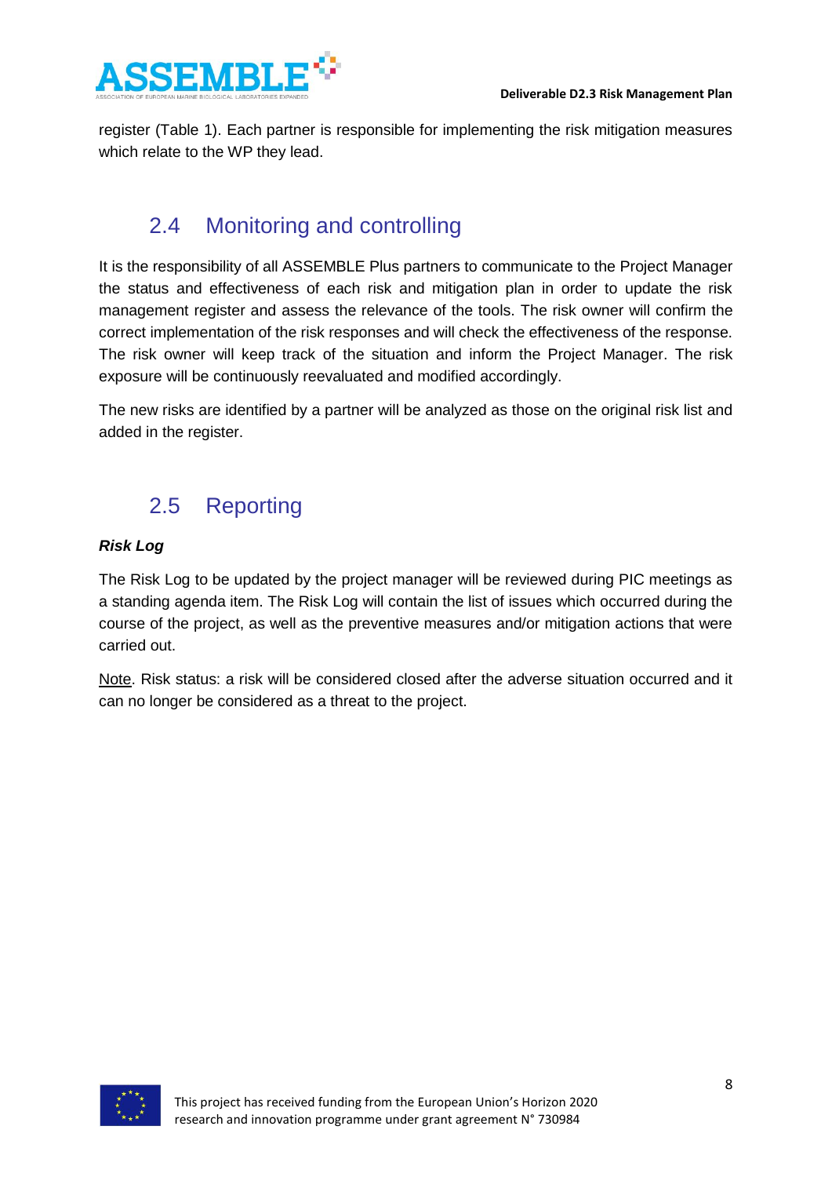register (Table 1). Each partner is responsible for implementing the risk mitigation measures which relate to the WP they lead.

## 2.4 Monitoring and controlling

It is the responsibility of all ASSEMBLE Plus partners to communicate to the Project Manager the status and effectiveness of each risk and mitigation plan in order to update the risk management register and assess the relevance of the tools. The risk owner will confirm the correct implementation of the risk responses and will check the effectiveness of the response. The risk owner will keep track of the situation and inform the Project Manager. The risk exposure will be continuously reevaluated and modified accordingly.

The new risks are identified by a partner will be analyzed as those on the original risk list and added in the register.

## 2.5 Reporting

***Risk Log***

The Risk Log to be updated by the project manager will be reviewed during PIC meetings as a standing agenda item. The Risk Log will contain the list of issues which occurred during the course of the project, as well as the preventive measures and/or mitigation actions that were carried out.

Note. Risk status: a risk will be considered closed after the adverse situation occurred and it can no longer be considered as a threat to the project.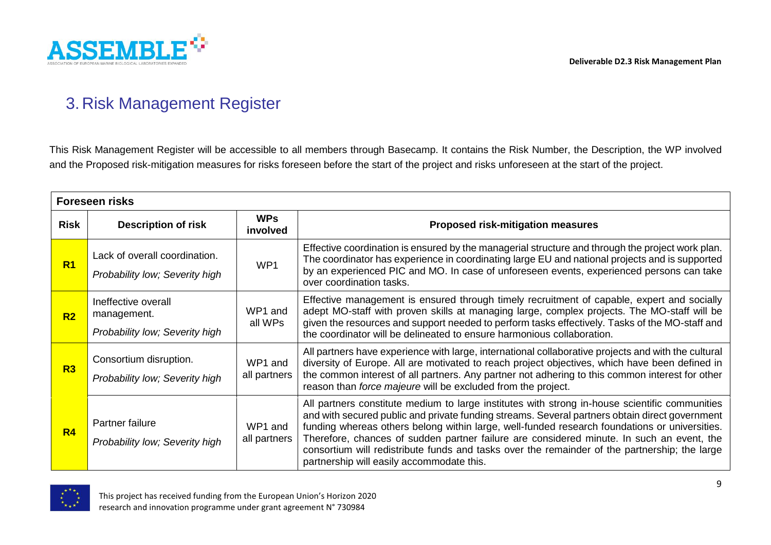# 3. Risk Management Register

This Risk Management Register will be accessible to all members through Basecamp. It contains the Risk Number, the Description, the WP involved and the Proposed risk-mitigation measures for risks foreseen before the start of the project and risks unforeseen at the start of the project.

| **Foreseen risks** | | | |
|---|---|---|---|
| **Risk** | **Description of risk** | **WPs involved** | **Proposed risk-mitigation measures** |
| **R1** | Lack of overall coordination. *Probability low; Severity high* | WP1 | Effective coordination is ensured by the managerial structure and through the project work plan. The coordinator has experience in coordinating large EU and national projects and is supported by an experienced PIC and MO. In case of unforeseen events, experienced persons can take over coordination tasks. |
| **R2** | Ineffective overall management. *Probability low; Severity high* | WP1 and all WPs | Effective management is ensured through timely recruitment of capable, expert and socially adept MO-staff with proven skills at managing large, complex projects. The MO-staff will be given the resources and support needed to perform tasks effectively. Tasks of the MO-staff and the coordinator will be delineated to ensure harmonious collaboration. |
| **R3** | Consortium disruption. *Probability low; Severity high* | WP1 and all partners | All partners have experience with large, international collaborative projects and with the cultural diversity of Europe. All are motivated to reach project objectives, which have been defined in the common interest of all partners. Any partner not adhering to this common interest for other reason than *force majeure* will be excluded from the project. |
| **R4** | Partner failure *Probability low; Severity high* | WP1 and all partners | All partners constitute medium to large institutes with strong in-house scientific communities and with secured public and private funding streams. Several partners obtain direct government funding whereas others belong within large, well-funded research foundations or universities. Therefore, chances of sudden partner failure are considered minute. In such an event, the consortium will redistribute funds and tasks over the remainder of the partnership; the large partnership will easily accommodate this. |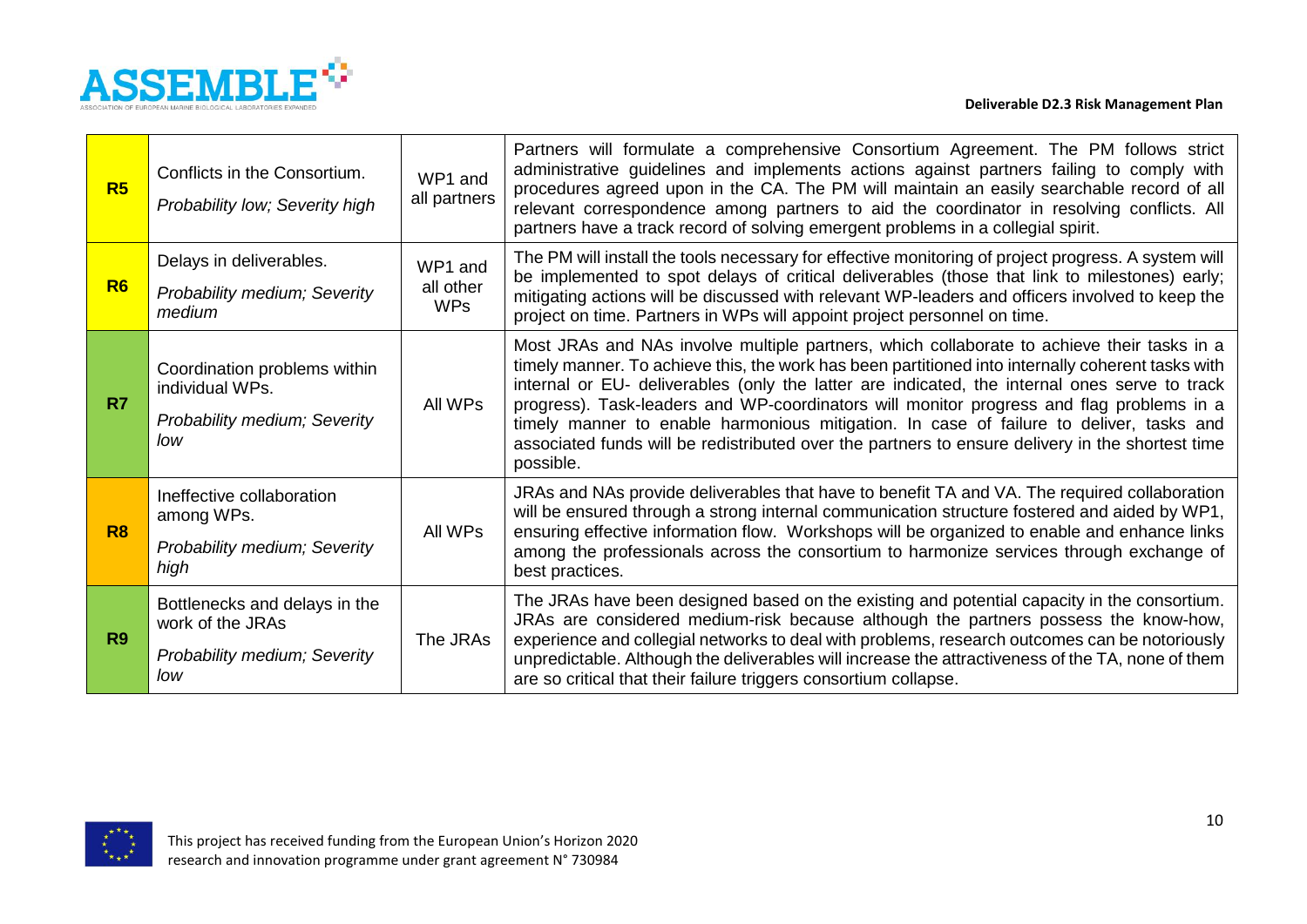| | | | |
|---|---|---|---|
| **R5** | Conflicts in the Consortium.<br>*Probability low; Severity high* | WP1 and all partners | Partners will formulate a comprehensive Consortium Agreement. The PM follows strict administrative guidelines and implements actions against partners failing to comply with procedures agreed upon in the CA. The PM will maintain an easily searchable record of all relevant correspondence among partners to aid the coordinator in resolving conflicts. All partners have a track record of solving emergent problems in a collegial spirit. |
| **R6** | Delays in deliverables.<br>*Probability medium; Severity medium* | WP1 and all other WPs | The PM will install the tools necessary for effective monitoring of project progress. A system will be implemented to spot delays of critical deliverables (those that link to milestones) early; mitigating actions will be discussed with relevant WP-leaders and officers involved to keep the project on time. Partners in WPs will appoint project personnel on time. |
| **R7** | Coordination problems within individual WPs.<br>*Probability medium; Severity low* | All WPs | Most JRAs and NAs involve multiple partners, which collaborate to achieve their tasks in a timely manner. To achieve this, the work has been partitioned into internally coherent tasks with internal or EU- deliverables (only the latter are indicated, the internal ones serve to track progress). Task-leaders and WP-coordinators will monitor progress and flag problems in a timely manner to enable harmonious mitigation. In case of failure to deliver, tasks and associated funds will be redistributed over the partners to ensure delivery in the shortest time possible. |
| **R8** | Ineffective collaboration among WPs.<br>*Probability medium; Severity high* | All WPs | JRAs and NAs provide deliverables that have to benefit TA and VA. The required collaboration will be ensured through a strong internal communication structure fostered and aided by WP1, ensuring effective information flow. Workshops will be organized to enable and enhance links among the professionals across the consortium to harmonize services through exchange of best practices. |
| **R9** | Bottlenecks and delays in the work of the JRAs<br>*Probability medium; Severity low* | The JRAs | The JRAs have been designed based on the existing and potential capacity in the consortium. JRAs are considered medium-risk because although the partners possess the know-how, experience and collegial networks to deal with problems, research outcomes can be notoriously unpredictable. Although the deliverables will increase the attractiveness of the TA, none of them are so critical that their failure triggers consortium collapse. |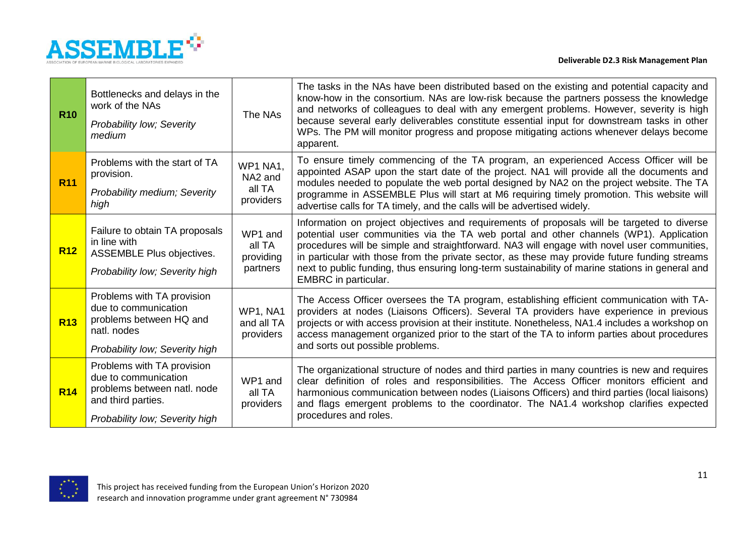| | | | |
|---|---|---|---|
| **R10** | Bottlenecks and delays in the work of the NAs<br>*Probability low; Severity medium* | The NAs | The tasks in the NAs have been distributed based on the existing and potential capacity and know-how in the consortium. NAs are low-risk because the partners possess the knowledge and networks of colleagues to deal with any emergent problems. However, severity is high because several early deliverables constitute essential input for downstream tasks in other WPs. The PM will monitor progress and propose mitigating actions whenever delays become apparent. |
| **R11** | Problems with the start of TA provision.<br>*Probability medium; Severity high* | WP1 NA1, NA2 and all TA providers | To ensure timely commencing of the TA program, an experienced Access Officer will be appointed ASAP upon the start date of the project. NA1 will provide all the documents and modules needed to populate the web portal designed by NA2 on the project website. The TA programme in ASSEMBLE Plus will start at M6 requiring timely promotion. This website will advertise calls for TA timely, and the calls will be advertised widely. |
| **R12** | Failure to obtain TA proposals in line with ASSEMBLE Plus objectives.<br>*Probability low; Severity high* | WP1 and all TA providing partners | Information on project objectives and requirements of proposals will be targeted to diverse potential user communities via the TA web portal and other channels (WP1). Application procedures will be simple and straightforward. NA3 will engage with novel user communities, in particular with those from the private sector, as these may provide future funding streams next to public funding, thus ensuring long-term sustainability of marine stations in general and EMBRC in particular. |
| **R13** | Problems with TA provision due to communication problems between HQ and natl. nodes<br>*Probability low; Severity high* | WP1, NA1 and all TA providers | The Access Officer oversees the TA program, establishing efficient communication with TA-providers at nodes (Liaisons Officers). Several TA providers have experience in previous projects or with access provision at their institute. Nonetheless, NA1.4 includes a workshop on access management organized prior to the start of the TA to inform parties about procedures and sorts out possible problems. |
| **R14** | Problems with TA provision due to communication problems between natl. node and third parties.<br>*Probability low; Severity high* | WP1 and all TA providers | The organizational structure of nodes and third parties in many countries is new and requires clear definition of roles and responsibilities. The Access Officer monitors efficient and harmonious communication between nodes (Liaisons Officers) and third parties (local liaisons) and flags emergent problems to the coordinator. The NA1.4 workshop clarifies expected procedures and roles. |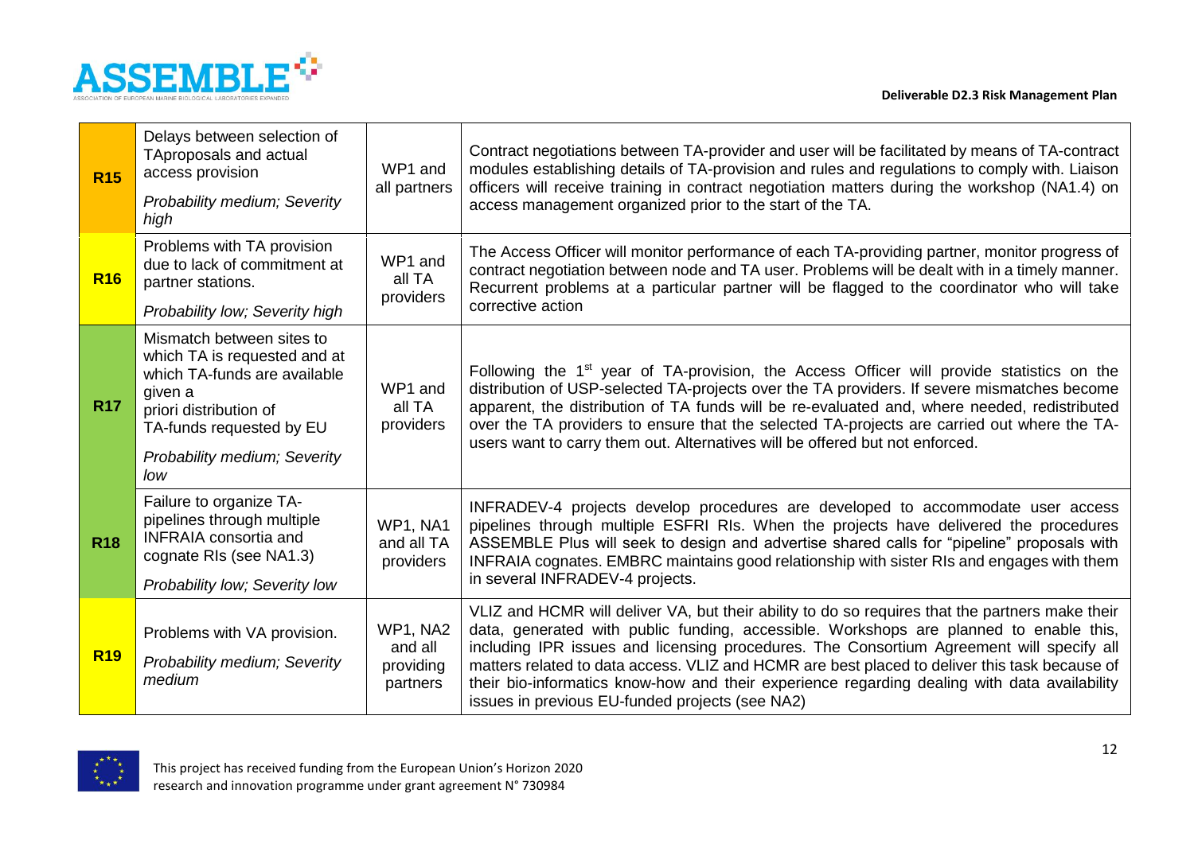| | | | |
|---|---|---|---|
| **R15** | Delays between selection of TAproposals and actual access provision<br>*Probability medium; Severity high* | WP1 and all partners | Contract negotiations between TA-provider and user will be facilitated by means of TA-contract modules establishing details of TA-provision and rules and regulations to comply with. Liaison officers will receive training in contract negotiation matters during the workshop (NA1.4) on access management organized prior to the start of the TA. |
| **R16** | Problems with TA provision due to lack of commitment at partner stations.<br>*Probability low; Severity high* | WP1 and all TA providers | The Access Officer will monitor performance of each TA-providing partner, monitor progress of contract negotiation between node and TA user. Problems will be dealt with in a timely manner. Recurrent problems at a particular partner will be flagged to the coordinator who will take corrective action |
| **R17** | Mismatch between sites to which TA is requested and at which TA-funds are available given a priori distribution of TA-funds requested by EU<br>*Probability medium; Severity low* | WP1 and all TA providers | Following the 1st year of TA-provision, the Access Officer will provide statistics on the distribution of USP-selected TA-projects over the TA providers. If severe mismatches become apparent, the distribution of TA funds will be re-evaluated and, where needed, redistributed over the TA providers to ensure that the selected TA-projects are carried out where the TA-users want to carry them out. Alternatives will be offered but not enforced. |
| **R18** | Failure to organize TA-pipelines through multiple INFRAIA consortia and cognate RIs (see NA1.3)<br>*Probability low; Severity low* | WP1, NA1 and all TA providers | INFRADEV-4 projects develop procedures are developed to accommodate user access pipelines through multiple ESFRI RIs. When the projects have delivered the procedures ASSEMBLE Plus will seek to design and advertise shared calls for "pipeline" proposals with INFRAIA cognates. EMBRC maintains good relationship with sister RIs and engages with them in several INFRADEV-4 projects. |
| **R19** | Problems with VA provision.<br>*Probability medium; Severity medium* | WP1, NA2 and all providing partners | VLIZ and HCMR will deliver VA, but their ability to do so requires that the partners make their data, generated with public funding, accessible. Workshops are planned to enable this, including IPR issues and licensing procedures. The Consortium Agreement will specify all matters related to data access. VLIZ and HCMR are best placed to deliver this task because of their bio-informatics know-how and their experience regarding dealing with data availability issues in previous EU-funded projects (see NA2) |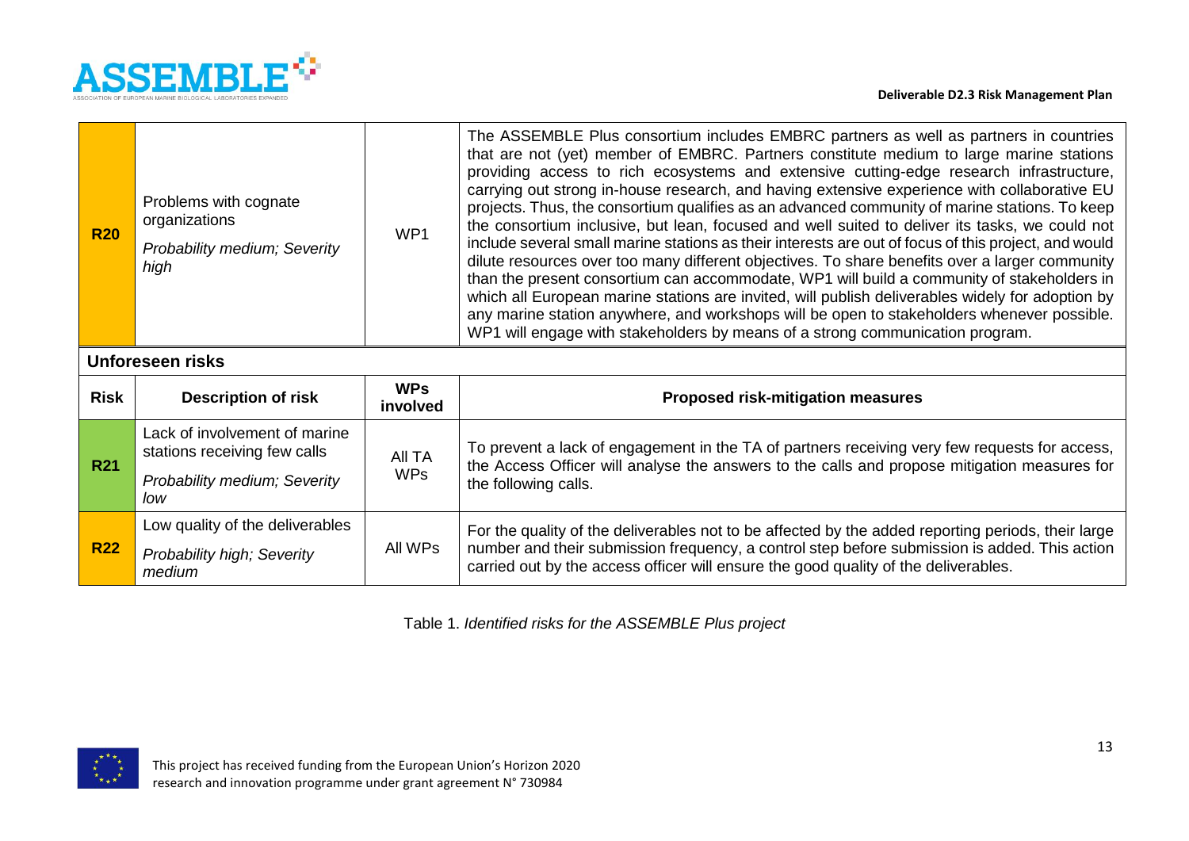| | | | |
|---|---|---|---|
| **R20** | Problems with cognate organizations<br>*Probability medium; Severity high* | WP1 | The ASSEMBLE Plus consortium includes EMBRC partners as well as partners in countries that are not (yet) member of EMBRC. Partners constitute medium to large marine stations providing access to rich ecosystems and extensive cutting-edge research infrastructure, carrying out strong in-house research, and having extensive experience with collaborative EU projects. Thus, the consortium qualifies as an advanced community of marine stations. To keep the consortium inclusive, but lean, focused and well suited to deliver its tasks, we could not include several small marine stations as their interests are out of focus of this project, and would dilute resources over too many different objectives. To share benefits over a larger community than the present consortium can accommodate, WP1 will build a community of stakeholders in which all European marine stations are invited, will publish deliverables widely for adoption by any marine station anywhere, and workshops will be open to stakeholders whenever possible. WP1 will engage with stakeholders by means of a strong communication program. |

**Unforeseen risks**

| Risk | Description of risk | WPs involved | Proposed risk-mitigation measures |
|---|---|---|---|
| **R21** | Lack of involvement of marine stations receiving few calls<br>*Probability medium; Severity low* | All TA WPs | To prevent a lack of engagement in the TA of partners receiving very few requests for access, the Access Officer will analyse the answers to the calls and propose mitigation measures for the following calls. |
| **R22** | Low quality of the deliverables<br>*Probability high; Severity medium* | All WPs | For the quality of the deliverables not to be affected by the added reporting periods, their large number and their submission frequency, a control step before submission is added. This action carried out by the access officer will ensure the good quality of the deliverables. |

Table 1. *Identified risks for the ASSEMBLE Plus project*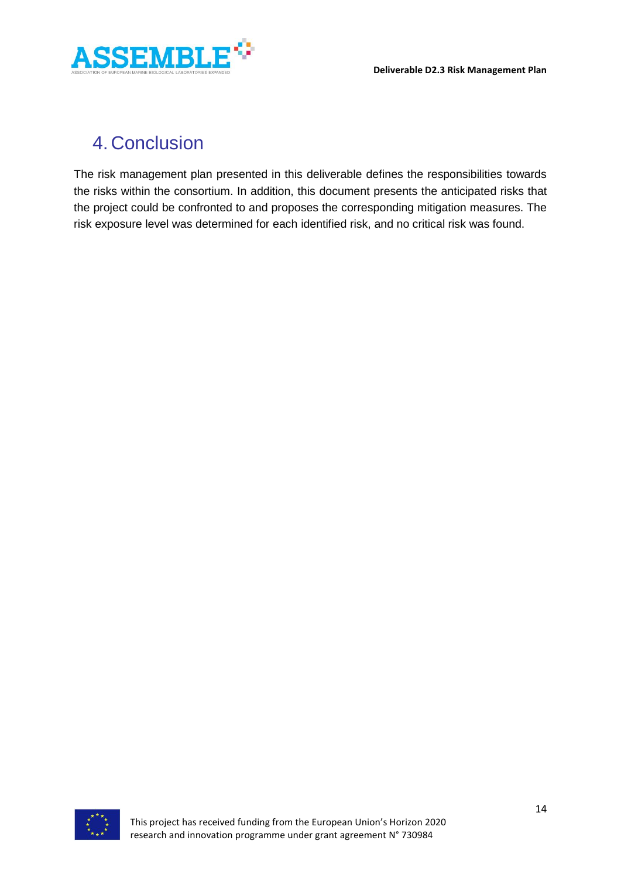# 4. Conclusion

The risk management plan presented in this deliverable defines the responsibilities towards the risks within the consortium. In addition, this document presents the anticipated risks that the project could be confronted to and proposes the corresponding mitigation measures. The risk exposure level was determined for each identified risk, and no critical risk was found.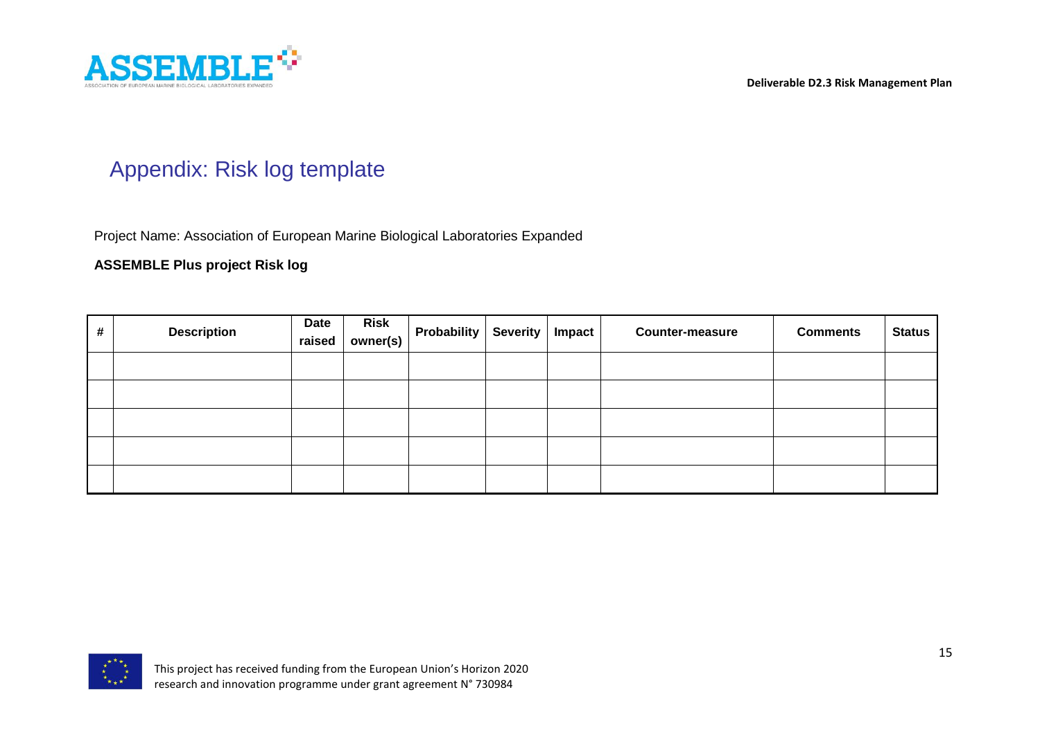# Appendix: Risk log template

Project Name: Association of European Marine Biological Laboratories Expanded

**ASSEMBLE Plus project Risk log**

| # | Description | Date raised | Risk owner(s) | Probability | Severity | Impact | Counter-measure | Comments | Status |
|---|---|---|---|---|---|---|---|---|---|
| | | | | | | | | | |
| | | | | | | | | | |
| | | | | | | | | | |
| | | | | | | | | | |
| | | | | | | | | | |